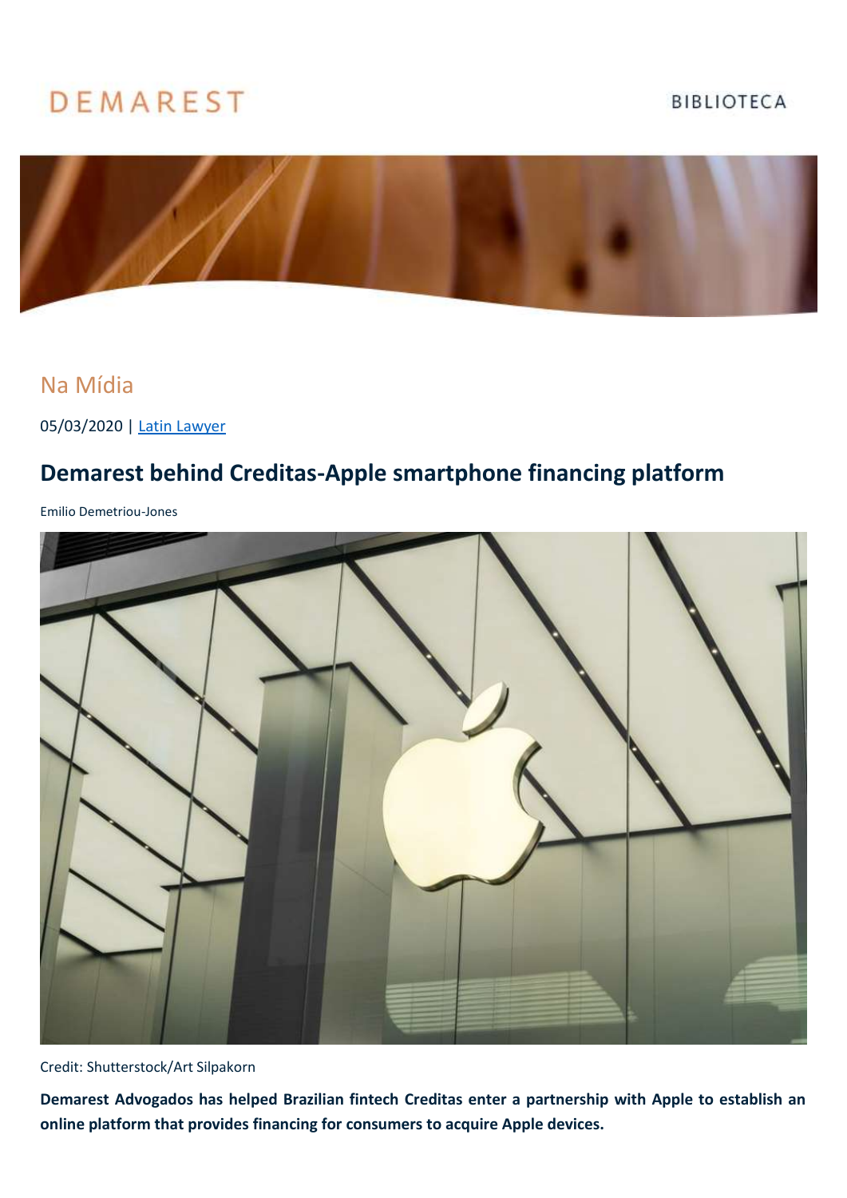DEMAREST

BIBLIOTECA

## Na Mídia

05/03/2020 | [Latin Lawyer]

# Demarest behind Creditas-Apple smartphone financing platform

Emilio Demetriou-Jones

Credit: Shutterstock/Art Silpakorn

**Demarest Advogados has helped Brazilian fintech Creditas enter a partnership with Apple to establish an online platform that provides financing for consumers to acquire Apple devices.**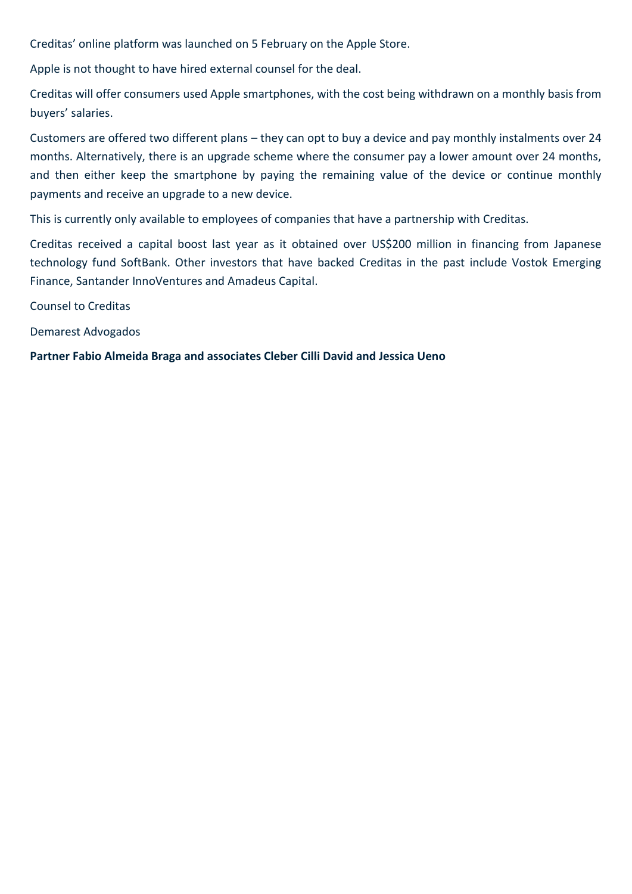Creditas' online platform was launched on 5 February on the Apple Store.

Apple is not thought to have hired external counsel for the deal.

Creditas will offer consumers used Apple smartphones, with the cost being withdrawn on a monthly basis from buyers' salaries.

Customers are offered two different plans – they can opt to buy a device and pay monthly instalments over 24 months. Alternatively, there is an upgrade scheme where the consumer pay a lower amount over 24 months, and then either keep the smartphone by paying the remaining value of the device or continue monthly payments and receive an upgrade to a new device.

This is currently only available to employees of companies that have a partnership with Creditas.

Creditas received a capital boost last year as it obtained over US$200 million in financing from Japanese technology fund SoftBank. Other investors that have backed Creditas in the past include Vostok Emerging Finance, Santander InnoVentures and Amadeus Capital.

Counsel to Creditas

Demarest Advogados

**Partner Fabio Almeida Braga and associates Cleber Cilli David and Jessica Ueno**